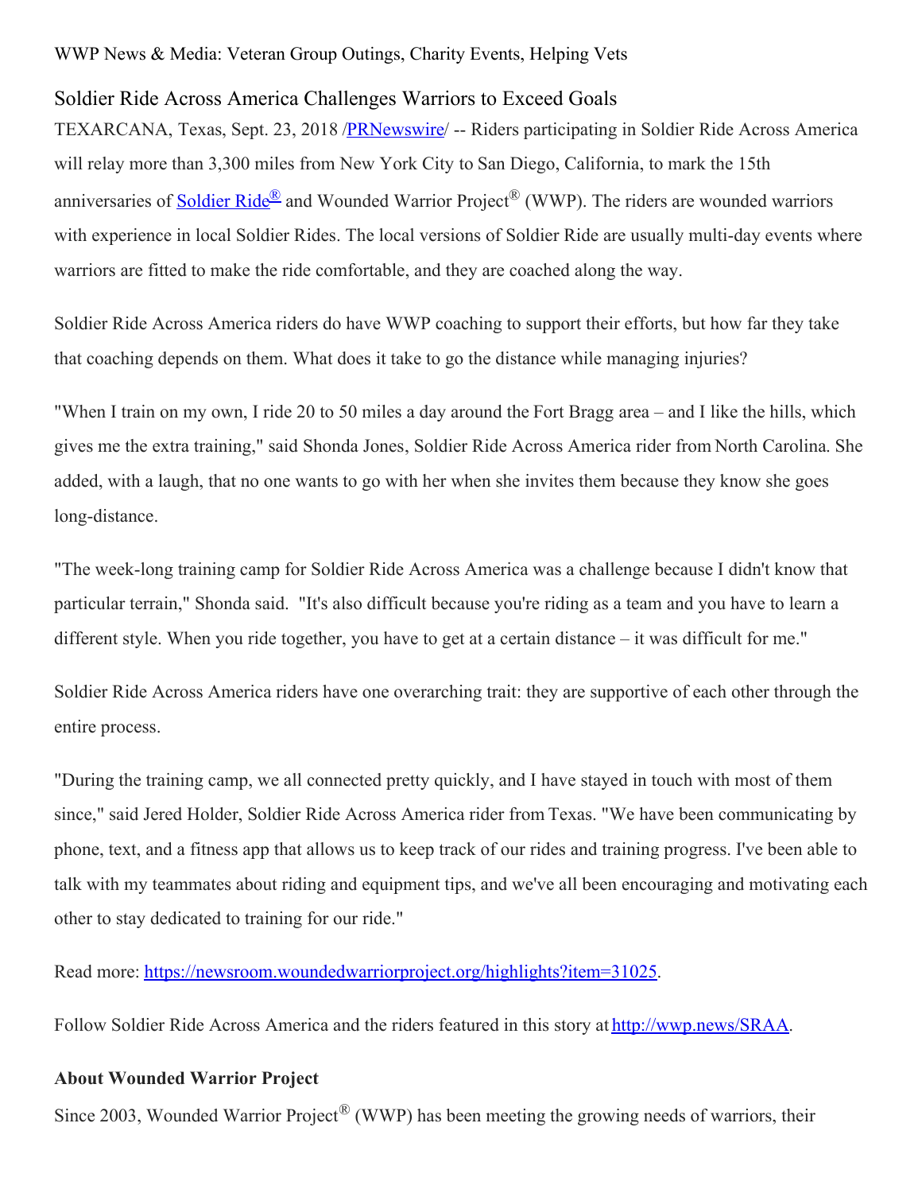WWP News & Media: Veteran Group Outings, Charity Events, Helping Vets

# Soldier Ride Across America Challenges Warriors to Exceed Goals

TEXARCANA, Texas, Sept. 23, 2018 /[PRNewswire](#)/ -- Riders participating in Soldier Ride Across America will relay more than 3,300 miles from New York City to San Diego, California, to mark the 15th anniversaries of [Soldier Ride®](#) and Wounded Warrior Project® (WWP). The riders are wounded warriors with experience in local Soldier Rides. The local versions of Soldier Ride are usually multi-day events where warriors are fitted to make the ride comfortable, and they are coached along the way.

Soldier Ride Across America riders do have WWP coaching to support their efforts, but how far they take that coaching depends on them. What does it take to go the distance while managing injuries?

"When I train on my own, I ride 20 to 50 miles a day around the Fort Bragg area – and I like the hills, which gives me the extra training," said Shonda Jones, Soldier Ride Across America rider from North Carolina. She added, with a laugh, that no one wants to go with her when she invites them because they know she goes long-distance.

"The week-long training camp for Soldier Ride Across America was a challenge because I didn't know that particular terrain," Shonda said. "It's also difficult because you're riding as a team and you have to learn a different style. When you ride together, you have to get at a certain distance – it was difficult for me."

Soldier Ride Across America riders have one overarching trait: they are supportive of each other through the entire process.

"During the training camp, we all connected pretty quickly, and I have stayed in touch with most of them since," said Jered Holder, Soldier Ride Across America rider from Texas. "We have been communicating by phone, text, and a fitness app that allows us to keep track of our rides and training progress. I've been able to talk with my teammates about riding and equipment tips, and we've all been encouraging and motivating each other to stay dedicated to training for our ride."

Read more: [https://newsroom.woundedwarriorproject.org/highlights?item=31025](https://newsroom.woundedwarriorproject.org/highlights?item=31025).

Follow Soldier Ride Across America and the riders featured in this story at [http://wwp.news/SRAA](http://wwp.news/SRAA).

**About Wounded Warrior Project**

Since 2003, Wounded Warrior Project® (WWP) has been meeting the growing needs of warriors, their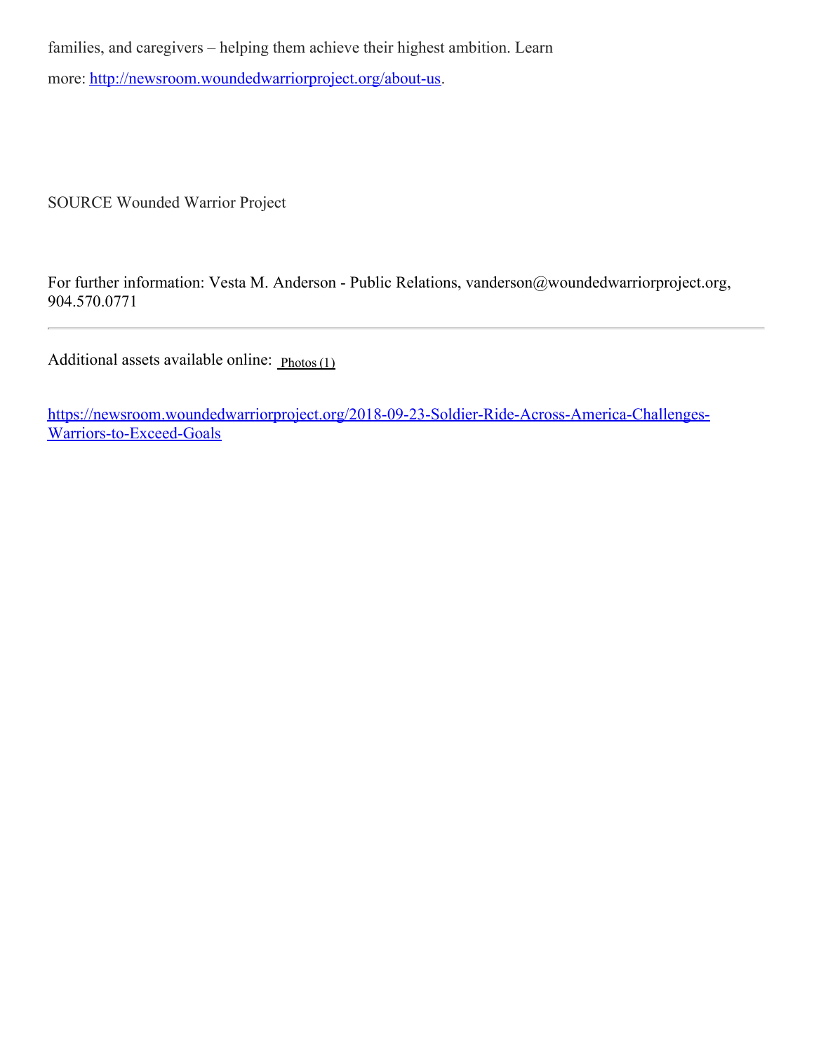families, and caregivers – helping them achieve their highest ambition. Learn more: [http://newsroom.woundedwarriorproject.org/about-us](http://newsroom.woundedwarriorproject.org/about-us).

SOURCE Wounded Warrior Project

For further information: Vesta M. Anderson - Public Relations, vanderson@woundedwarriorproject.org, 904.570.0771

---

Additional assets available online: Photos (1)

[https://newsroom.woundedwarriorproject.org/2018-09-23-Soldier-Ride-Across-America-Challenges-Warriors-to-Exceed-Goals](https://newsroom.woundedwarriorproject.org/2018-09-23-Soldier-Ride-Across-America-Challenges-Warriors-to-Exceed-Goals)